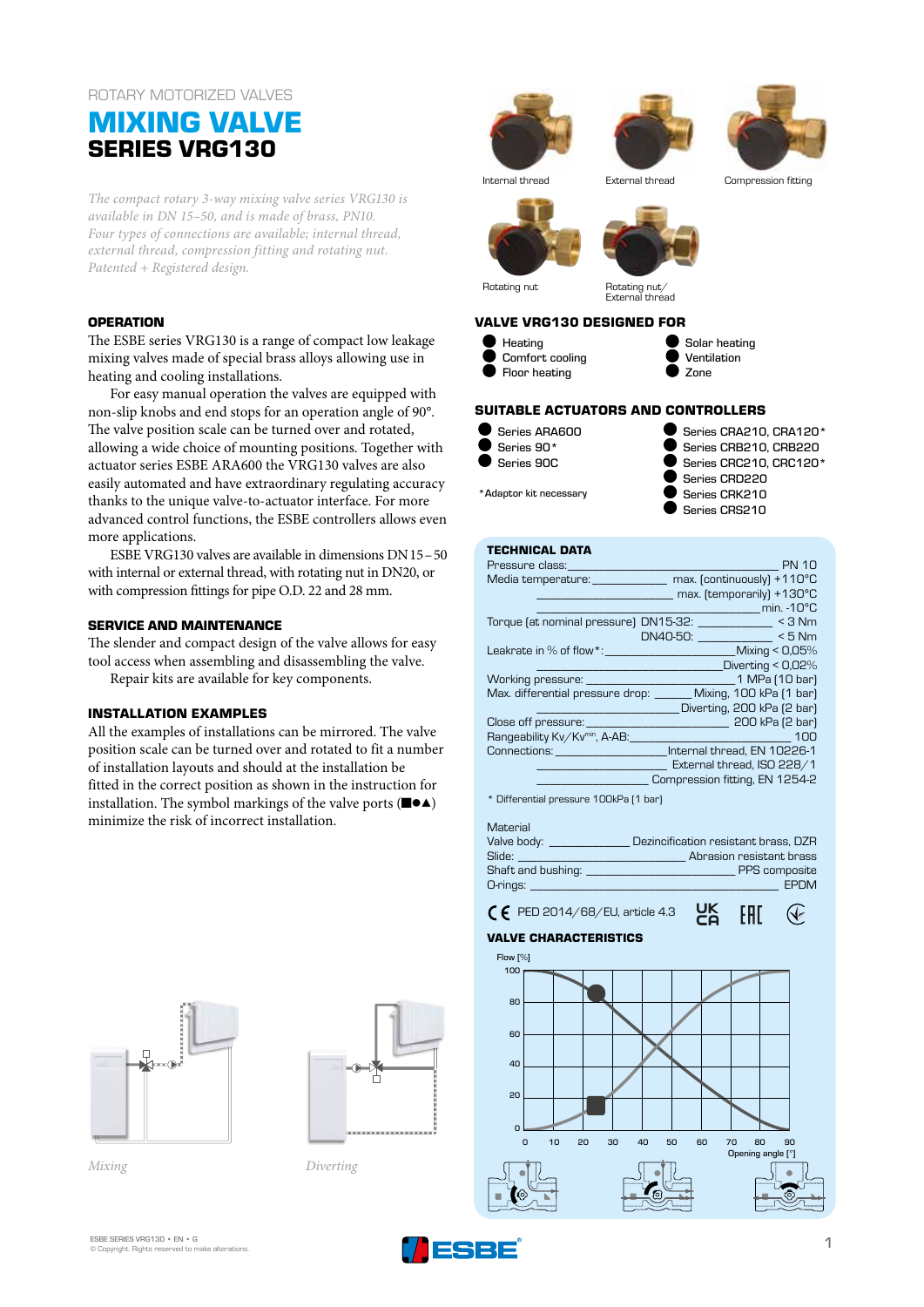ROTARY MOTORIZED VALVES

# MIXING VALVE
## SERIES VRG130

*The compact rotary 3-way mixing valve series VRG130 is available in DN 15–50, and is made of brass, PN10. Four types of connections are available; internal thread, external thread, compression fitting and rotating nut. Patented + Registered design.*

Internal thread — External thread — Compression fitting — Rotating nut — Rotating nut/ External thread

### OPERATION

The ESBE series VRG130 is a range of compact low leakage mixing valves made of special brass alloys allowing use in heating and cooling installations.

For easy manual operation the valves are equipped with non-slip knobs and end stops for an operation angle of 90°. The valve position scale can be turned over and rotated, allowing a wide choice of mounting positions. Together with actuator series ESBE ARA600 the VRG130 valves are also easily automated and have extraordinary regulating accuracy thanks to the unique valve-to-actuator interface. For more advanced control functions, the ESBE controllers allows even more applications.

ESBE VRG130 valves are available in dimensions DN 15 – 50 with internal or external thread, with rotating nut in DN20, or with compression fittings for pipe O.D. 22 and 28 mm.

### SERVICE AND MAINTENANCE

The slender and compact design of the valve allows for easy tool access when assembling and disassembling the valve.

Repair kits are available for key components.

### INSTALLATION EXAMPLES

All the examples of installations can be mirrored. The valve position scale can be turned over and rotated to fit a number of installation layouts and should at the installation be fitted in the correct position as shown in the instruction for installation. The symbol markings of the valve ports (■●▲) minimize the risk of incorrect installation.

*Mixing* — *Diverting*

### VALVE VRG130 DESIGNED FOR

- Heating
- Comfort cooling
- Floor heating
- Solar heating
- Ventilation
- Zone

### SUITABLE ACTUATORS AND CONTROLLERS

- Series ARA600
- Series 90*
- Series 90C
- Series CRA210, CRA120*
- Series CRB210, CRB220
- Series CRC210, CRC120*
- Series CRD220
- Series CRK210
- Series CRS210

*Adaptor kit necessary

### TECHNICAL DATA

| | |
|---|---|
| Pressure class: | PN 10 |
| Media temperature: | max. (continuously) +110°C |
| | max. (temporarily) +130°C |
| | min. -10°C |
| Torque (at nominal pressure) DN15-32: | < 3 Nm |
| DN40-50: | < 5 Nm |
| Leakrate in % of flow*: | Mixing < 0,05% |
| | Diverting < 0,02% |
| Working pressure: | 1 MPa (10 bar) |
| Max. differential pressure drop: | Mixing, 100 kPa (1 bar) |
| | Diverting, 200 kPa (2 bar) |
| Close off pressure: | 200 kPa (2 bar) |
| Rangeability Kv/Kv$^{min}$, A-AB: | 100 |
| Connections: | Internal thread, EN 10226-1 |
| | External thread, ISO 228/1 |
| | Compression fitting, EN 1254-2 |

* Differential pressure 100kPa (1 bar)

Material

| | |
|---|---|
| Valve body: | Dezincification resistant brass, DZR |
| Slide: | Abrasion resistant brass |
| Shaft and bushing: | PPS composite |
| O-rings: | EPDM |

CE PED 2014/68/EU, article 4.3 UKCA EAC

### VALVE CHARACTERISTICS

Flow [%] vs Opening angle [°] (0–90)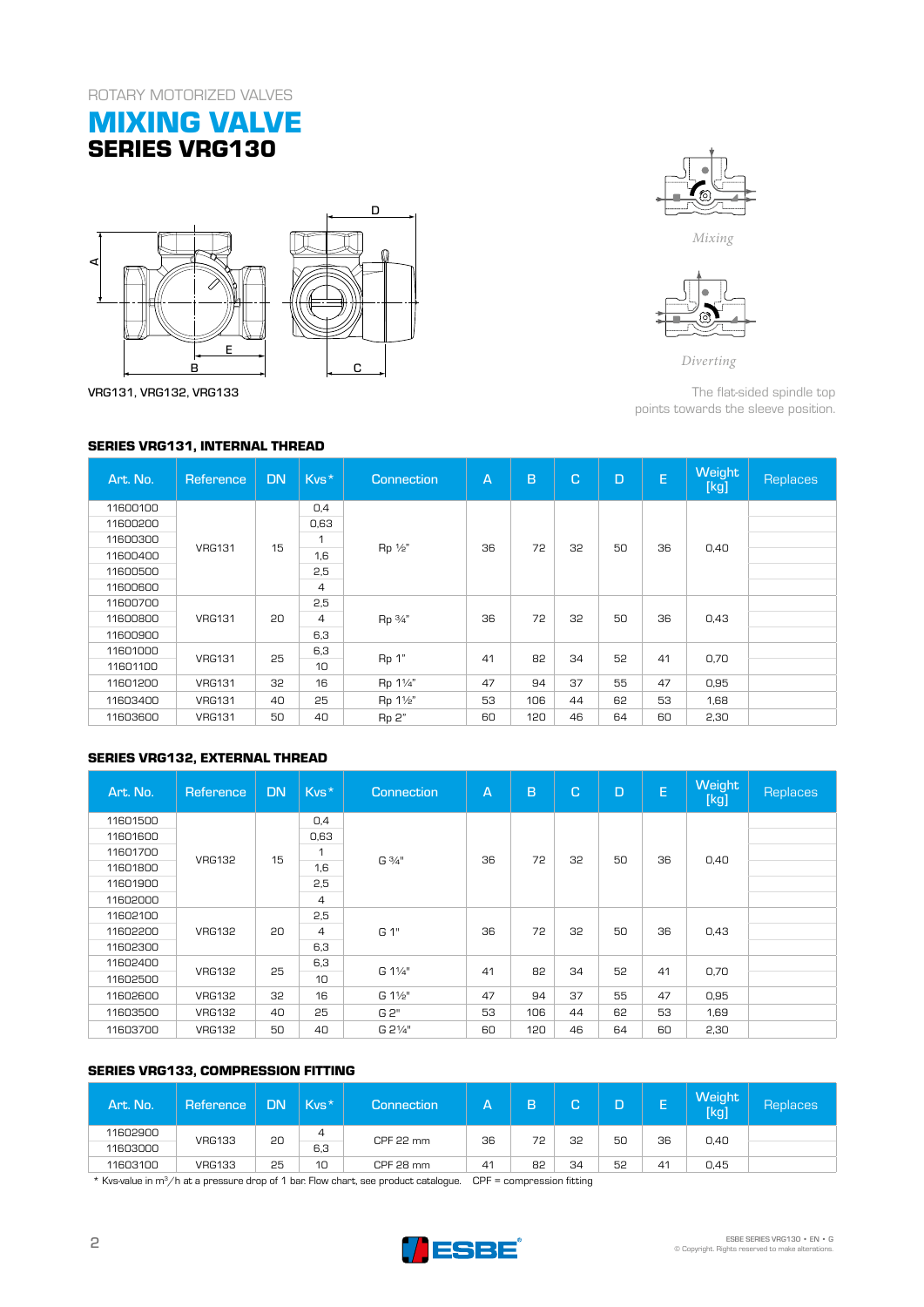ROTARY MOTORIZED VALVES

# MIXING VALVE
## SERIES VRG130

VRG131, VRG132, VRG133

*Mixing*

*Diverting*

The flat-sided spindle top points towards the sleeve position.

### SERIES VRG131, INTERNAL THREAD

| Art. No. | Reference | DN | Kvs* | Connection | A | B | C | D | E | Weight [kg] | Replaces |
|---|---|---|---|---|---|---|---|---|---|---|---|
| 11600100 | VRG131 | 15 | 0,4 | Rp ½" | 36 | 72 | 32 | 50 | 36 | 0,40 | |
| 11600200 | | | 0,63 | | | | | | | | |
| 11600300 | | | 1 | | | | | | | | |
| 11600400 | | | 1,6 | | | | | | | | |
| 11600500 | | | 2,5 | | | | | | | | |
| 11600600 | | | 4 | | | | | | | | |
| 11600700 | VRG131 | 20 | 2,5 | Rp ¾" | 36 | 72 | 32 | 50 | 36 | 0,43 | |
| 11600800 | | | 4 | | | | | | | | |
| 11600900 | | | 6,3 | | | | | | | | |
| 11601000 | VRG131 | 25 | 6,3 | Rp 1" | 41 | 82 | 34 | 52 | 41 | 0,70 | |
| 11601100 | | | 10 | | | | | | | | |
| 11601200 | VRG131 | 32 | 16 | Rp 1¼" | 47 | 94 | 37 | 55 | 47 | 0,95 | |
| 11603400 | VRG131 | 40 | 25 | Rp 1½" | 53 | 106 | 44 | 62 | 53 | 1,68 | |
| 11603600 | VRG131 | 50 | 40 | Rp 2" | 60 | 120 | 46 | 64 | 60 | 2,30 | |

### SERIES VRG132, EXTERNAL THREAD

| Art. No. | Reference | DN | Kvs* | Connection | A | B | C | D | E | Weight [kg] | Replaces |
|---|---|---|---|---|---|---|---|---|---|---|---|
| 11601500 | VRG132 | 15 | 0,4 | G ¾" | 36 | 72 | 32 | 50 | 36 | 0,40 | |
| 11601600 | | | 0,63 | | | | | | | | |
| 11601700 | | | 1 | | | | | | | | |
| 11601800 | | | 1,6 | | | | | | | | |
| 11601900 | | | 2,5 | | | | | | | | |
| 11602000 | | | 4 | | | | | | | | |
| 11602100 | VRG132 | 20 | 2,5 | G 1" | 36 | 72 | 32 | 50 | 36 | 0,43 | |
| 11602200 | | | 4 | | | | | | | | |
| 11602300 | | | 6,3 | | | | | | | | |
| 11602400 | VRG132 | 25 | 6,3 | G 1¼" | 41 | 82 | 34 | 52 | 41 | 0,70 | |
| 11602500 | | | 10 | | | | | | | | |
| 11602600 | VRG132 | 32 | 16 | G 1½" | 47 | 94 | 37 | 55 | 47 | 0,95 | |
| 11603500 | VRG132 | 40 | 25 | G 2" | 53 | 106 | 44 | 62 | 53 | 1,69 | |
| 11603700 | VRG132 | 50 | 40 | G 2¼" | 60 | 120 | 46 | 64 | 60 | 2,30 | |

### SERIES VRG133, COMPRESSION FITTING

| Art. No. | Reference | DN | Kvs* | Connection | A | B | C | D | E | Weight [kg] | Replaces |
|---|---|---|---|---|---|---|---|---|---|---|---|
| 11602900 | VRG133 | 20 | 4 | CPF 22 mm | 36 | 72 | 32 | 50 | 36 | 0,40 | |
| 11603000 | | | 6,3 | | | | | | | | |
| 11603100 | VRG133 | 25 | 10 | CPF 28 mm | 41 | 82 | 34 | 52 | 41 | 0,45 | |

* Kvs-value in $m^3/h$ at a pressure drop of 1 bar. Flow chart, see product catalogue. CPF = compression fitting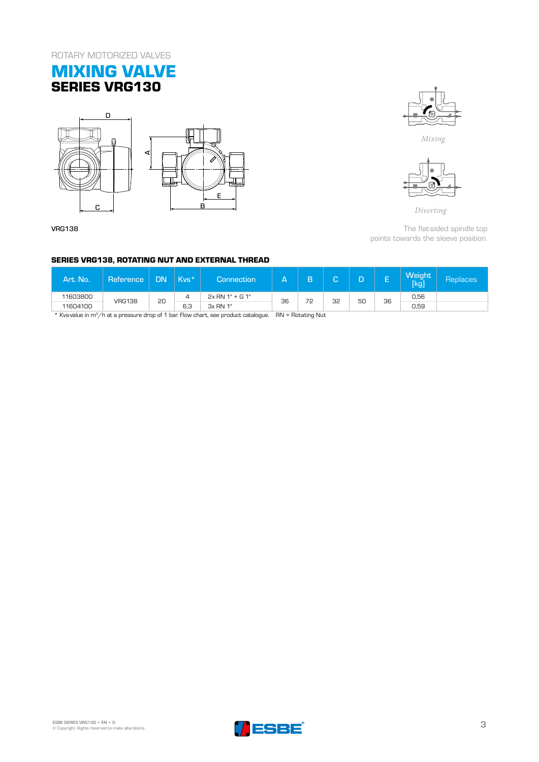ROTARY MOTORIZED VALVES

# MIXING VALVE
## SERIES VRG130

*Mixing*

*Diverting*

VRG138

The flat-sided spindle top points towards the sleeve position.

### SERIES VRG138, ROTATING NUT AND EXTERNAL THREAD

| Art. No. | Reference | DN | Kvs* | Connection | A | B | C | D | E | Weight [kg] | Replaces |
|---|---|---|---|---|---|---|---|---|---|---|---|
| 11603800 | VRG138 | 20 | 4 | 2x RN 1" + G 1" | 36 | 72 | 32 | 50 | 36 | 0,56 | |
| 11604100 | | | 6,3 | 3x RN 1" | | | | | | 0,59 | |

* Kvs-value in $m^3/h$ at a pressure drop of 1 bar. Flow chart, see product catalogue. RN = Rotating Nut

ESBE SERIES VRG130 • EN • G
© Copyright. Rights reserved to make alterations.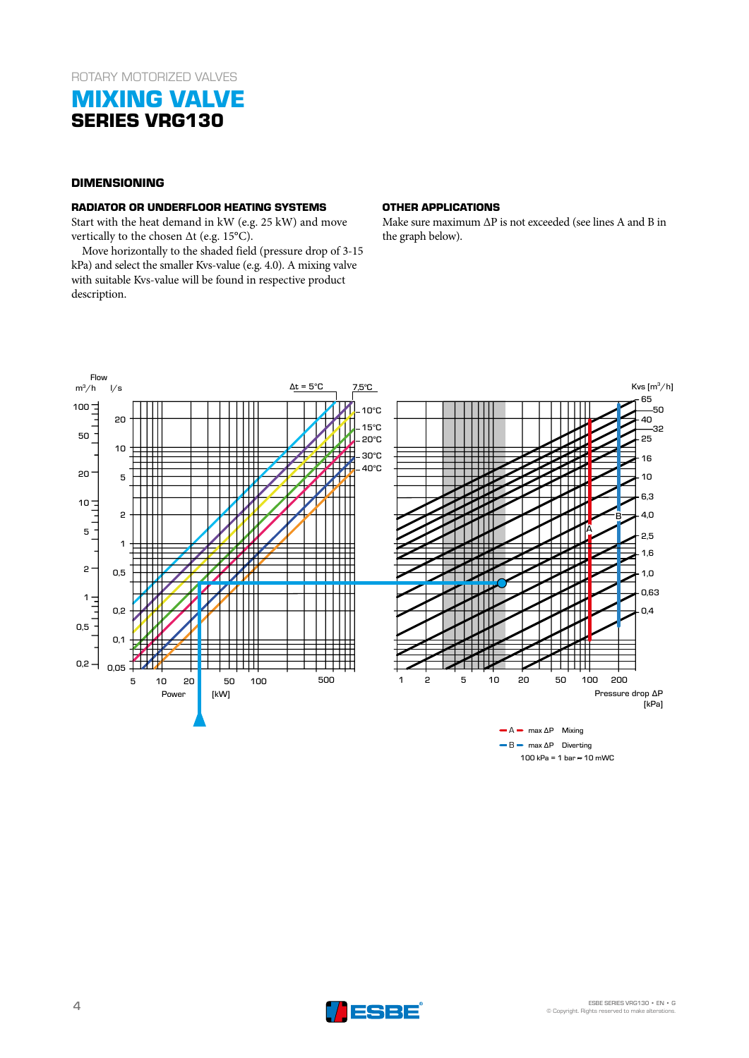ROTARY MOTORIZED VALVES

# MIXING VALVE
## SERIES VRG130

### DIMENSIONING

#### RADIATOR OR UNDERFLOOR HEATING SYSTEMS

Start with the heat demand in kW (e.g. 25 kW) and move vertically to the chosen Δt (e.g. 15°C).

Move horizontally to the shaded field (pressure drop of 3-15 kPa) and select the smaller Kvs-value (e.g. 4.0). A mixing valve with suitable Kvs-value will be found in respective product description.

#### OTHER APPLICATIONS

Make sure maximum ΔP is not exceeded (see lines A and B in the graph below).

Flow
m³/h l/s

100
50
20
10
5
2
1
0,5
0,2

20
10
5
2
1
0,5
0,2
0,1
0,05

Δt = 5°C
7,5°C
10°C
15°C
20°C
30°C
40°C

5 10 20 50 100 500
Power [kW]

1 2 5 10 20 50 100 200
Pressure drop ΔP [kPa]

Kvs [m³/h]
65
50
40
32
25
16
10
6,3
4,0
2,5
1,6
1,0
0,63
0,4

A
B

A max ΔP Mixing
B max ΔP Diverting
100 kPa = 1 bar ≈ 10 mWC

ESBE SERIES VRG130 • EN • G
© Copyright. Rights reserved to make alterations.